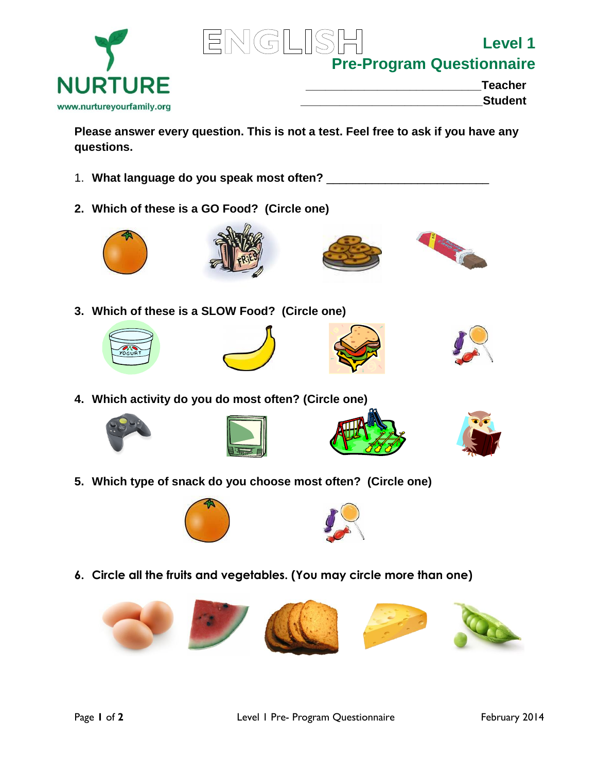NURTURE

www.nurtureyourfamily.org

# ENGLISH

## Level 1
## Pre-Program Questionnaire

___________________________Teacher

____________________________Student

**Please answer every question. This is not a test. Feel free to ask if you have any questions.**

1. **What language do you speak most often?** _________________________

2. **Which of these is a GO Food? (Circle one)**

3. **Which of these is a SLOW Food? (Circle one)**

4. **Which activity do you do most often? (Circle one)**

5. **Which type of snack do you choose most often? (Circle one)**

6. **Circle all the fruits and vegetables. (You may circle more than one)**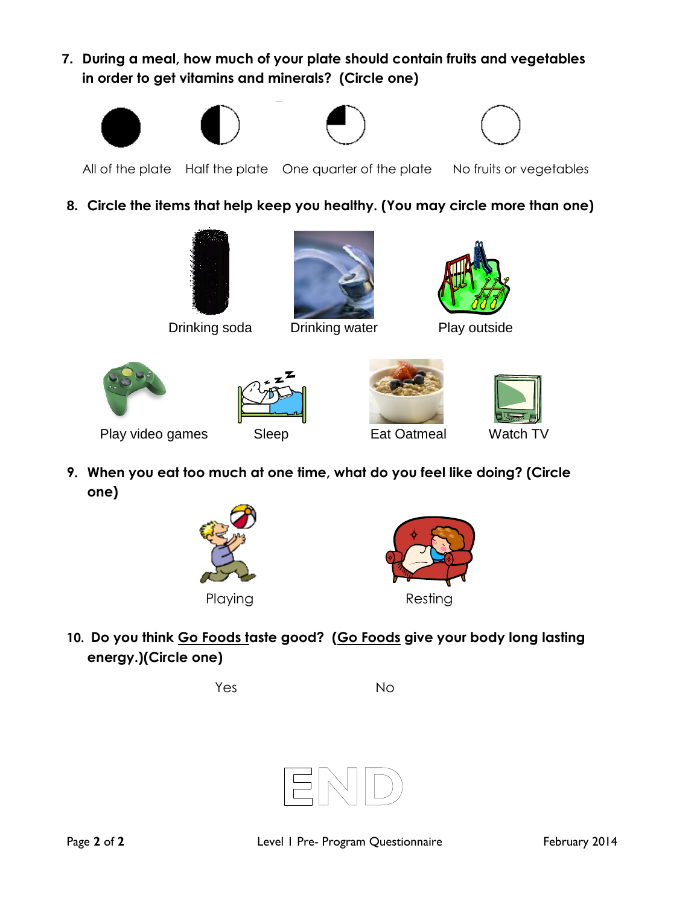7. **During a meal, how much of your plate should contain fruits and vegetables in order to get vitamins and minerals? (Circle one)**

All of the plate    Half the plate    One quarter of the plate    No fruits or vegetables

8. **Circle the items that help keep you healthy. (You may circle more than one)**

Drinking soda    Drinking water    Play outside

Play video games    Sleep    Eat Oatmeal    Watch TV

9. **When you eat too much at one time, what do you feel like doing? (Circle one)**

Playing    Resting

10. **Do you think Go Foods taste good? (Go Foods give your body long lasting energy.)(Circle one)**

Yes    No

END

Level I Pre- Program Questionnaire    February 2014